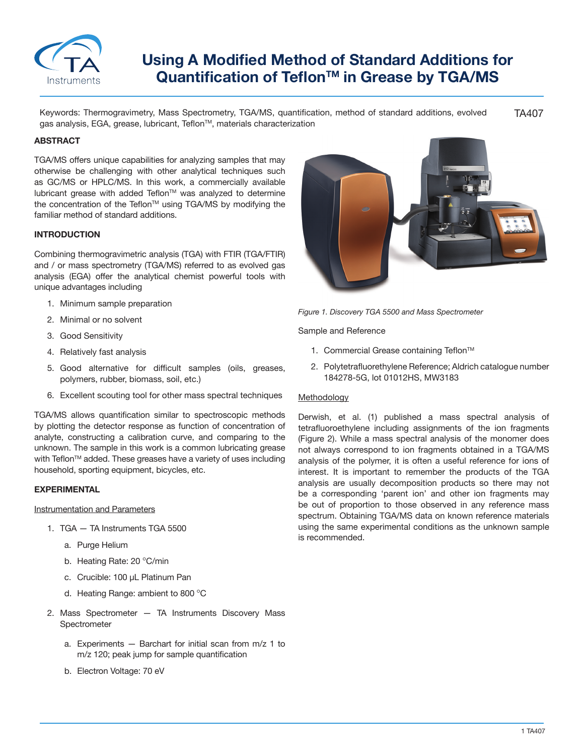# Using A Modified Method of Standard Additions for Quantification of Teflon™ in Grease by TGA/MS

Keywords: Thermogravimetry, Mass Spectrometry, TGA/MS, quantification, method of standard additions, evolved gas analysis, EGA, grease, lubricant, Teflon™, materials characterization

TA407

## ABSTRACT

TGA/MS offers unique capabilities for analyzing samples that may otherwise be challenging with other analytical techniques such as GC/MS or HPLC/MS. In this work, a commercially available lubricant grease with added Teflon™ was analyzed to determine the concentration of the Teflon™ using TGA/MS by modifying the familiar method of standard additions.

## INTRODUCTION

Combining thermogravimetric analysis (TGA) with FTIR (TGA/FTIR) and / or mass spectrometry (TGA/MS) referred to as evolved gas analysis (EGA) offer the analytical chemist powerful tools with unique advantages including

1. Minimum sample preparation
2. Minimal or no solvent
3. Good Sensitivity
4. Relatively fast analysis
5. Good alternative for difficult samples (oils, greases, polymers, rubber, biomass, soil, etc.)
6. Excellent scouting tool for other mass spectral techniques

TGA/MS allows quantification similar to spectroscopic methods by plotting the detector response as function of concentration of analyte, constructing a calibration curve, and comparing to the unknown. The sample in this work is a common lubricating grease with Teflon™ added. These greases have a variety of uses including household, sporting equipment, bicycles, etc.

## EXPERIMENTAL

### Instrumentation and Parameters

1. TGA — TA Instruments TGA 5500
   a. Purge Helium
   b. Heating Rate: 20 °C/min
   c. Crucible: 100 µL Platinum Pan
   d. Heating Range: ambient to 800 °C
2. Mass Spectrometer — TA Instruments Discovery Mass Spectrometer
   a. Experiments — Barchart for initial scan from m/z 1 to m/z 120; peak jump for sample quantification
   b. Electron Voltage: 70 eV

*Figure 1. Discovery TGA 5500 and Mass Spectrometer*

Sample and Reference

1. Commercial Grease containing Teflon™
2. Polytetrafluorethylene Reference; Aldrich catalogue number 184278-5G, lot 01012HS, MW3183

### Methodology

Derwish, et al. (1) published a mass spectral analysis of tetrafluoroethylene including assignments of the ion fragments (Figure 2). While a mass spectral analysis of the monomer does not always correspond to ion fragments obtained in a TGA/MS analysis of the polymer, it is often a useful reference for ions of interest. It is important to remember the products of the TGA analysis are usually decomposition products so there may not be a corresponding 'parent ion' and other ion fragments may be out of proportion to those observed in any reference mass spectrum. Obtaining TGA/MS data on known reference materials using the same experimental conditions as the unknown sample is recommended.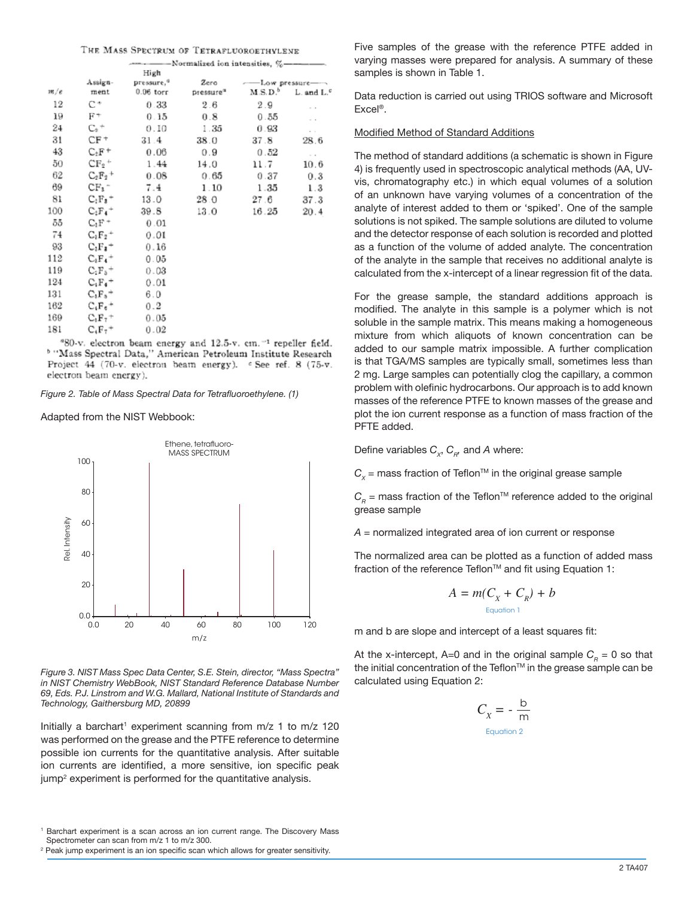THE MASS SPECTRUM OF TETRAFLUOROETHYLENE

| m/e | Assignment | Normalized ion intensities, % — High pressure,[a] 0.06 torr | Zero pressure[a] | Low pressure — M.S.D.[b] | L. and L.[c] |
|---|---|---|---|---|---|
| 12 | $C^+$ | 0.33 | 2.6 | 2.9 | .. |
| 19 | $F^+$ | 0.15 | 0.8 | 0.55 | .. |
| 24 | $C_2^+$ | 0.10 | 1.35 | 0.93 | .. |
| 31 | $CF^+$ | 31.4 | 38.0 | 37.8 | 28.6 |
| 43 | $C_2F^+$ | 0.06 | 0.9 | 0.52 | .. |
| 50 | $CF_2^+$ | 1.44 | 14.0 | 11.7 | 10.6 |
| 62 | $C_2F_2^+$ | 0.08 | 0.65 | 0.37 | 0.3 |
| 69 | $CF_3^+$ | 7.4 | 1.10 | 1.35 | 1.3 |
| 81 | $C_2F_3^+$ | 13.0 | 28.0 | 27.6 | 37.3 |
| 100 | $C_2F_4^+$ | 39.8 | 13.0 | 16.25 | 20.4 |
| 55 | $C_3F^+$ | 0.01 | | | |
| 74 | $C_3F_2^+$ | 0.01 | | | |
| 93 | $C_3F_3^+$ | 0.16 | | | |
| 112 | $C_3F_4^+$ | 0.05 | | | |
| 119 | $C_3F_5^+$ | 0.03 | | | |
| 124 | $C_4F_4^+$ | 0.01 | | | |
| 131 | $C_3F_5^+$ | 6.0 | | | |
| 162 | $C_4F_6^+$ | 0.2 | | | |
| 169 | $C_3F_7^+$ | 0.05 | | | |
| 181 | $C_4F_7^+$ | 0.02 | | | |

[a] 80-v. electron beam energy and 12.5-v. cm.$^{-1}$ repeller field. [b] "Mass Spectral Data," American Petroleum Institute Research Project 44 (70-v. electron beam energy). [c] See ref. 8 (75-v. electron beam energy).

*Figure 2. Table of Mass Spectral Data for Tetrafluoroethylene. (1)*

Adapted from the NIST Webbook:

*Figure 3. NIST Mass Spec Data Center, S.E. Stein, director, "Mass Spectra" in NIST Chemistry WebBook, NIST Standard Reference Database Number 69, Eds. P.J. Linstrom and W.G. Mallard, National Institute of Standards and Technology, Gaithersburg MD, 20899*

Initially a barchart[1] experiment scanning from m/z 1 to m/z 120 was performed on the grease and the PTFE reference to determine possible ion currents for the quantitative analysis. After suitable ion currents are identified, a more sensitive, ion specific peak jump[2] experiment is performed for the quantitative analysis.

Five samples of the grease with the reference PTFE added in varying masses were prepared for analysis. A summary of these samples is shown in Table 1.

Data reduction is carried out using TRIOS software and Microsoft Excel®.

Modified Method of Standard Additions

The method of standard additions (a schematic is shown in Figure 4) is frequently used in spectroscopic analytical methods (AA, UV-vis, chromatography etc.) in which equal volumes of a solution of an unknown have varying volumes of a concentration of the analyte of interest added to them or 'spiked'. One of the sample solutions is not spiked. The sample solutions are diluted to volume and the detector response of each solution is recorded and plotted as a function of the volume of added analyte. The concentration of the analyte in the sample that receives no additional analyte is calculated from the x-intercept of a linear regression fit of the data.

For the grease sample, the standard additions approach is modified. The analyte in this sample is a polymer which is not soluble in the sample matrix. This means making a homogeneous mixture from which aliquots of known concentration can be added to our sample matrix impossible. A further complication is that TGA/MS samples are typically small, sometimes less than 2 mg. Large samples can potentially clog the capillary, a common problem with olefinic hydrocarbons. Our approach is to add known masses of the reference PTFE to known masses of the grease and plot the ion current response as a function of mass fraction of the PFTE added.

Define variables $C_X$, $C_R$, and $A$ where:

$C_X$ = mass fraction of Teflon™ in the original grease sample

$C_R$ = mass fraction of the Teflon™ reference added to the original grease sample

$A$ = normalized integrated area of ion current or response

The normalized area can be plotted as a function of added mass fraction of the reference Teflon™ and fit using Equation 1:

$$A = m(C_X + C_R) + b$$

Equation 1

m and b are slope and intercept of a least squares fit:

At the x-intercept, A=0 and in the original sample $C_R$ = 0 so that the initial concentration of the Teflon™ in the grease sample can be calculated using Equation 2:

$$C_X = -\frac{b}{m}$$

Equation 2

[1] Barchart experiment is a scan across an ion current range. The Discovery Mass Spectrometer can scan from m/z 1 to m/z 300.

[2] Peak jump experiment is an ion specific scan which allows for greater sensitivity.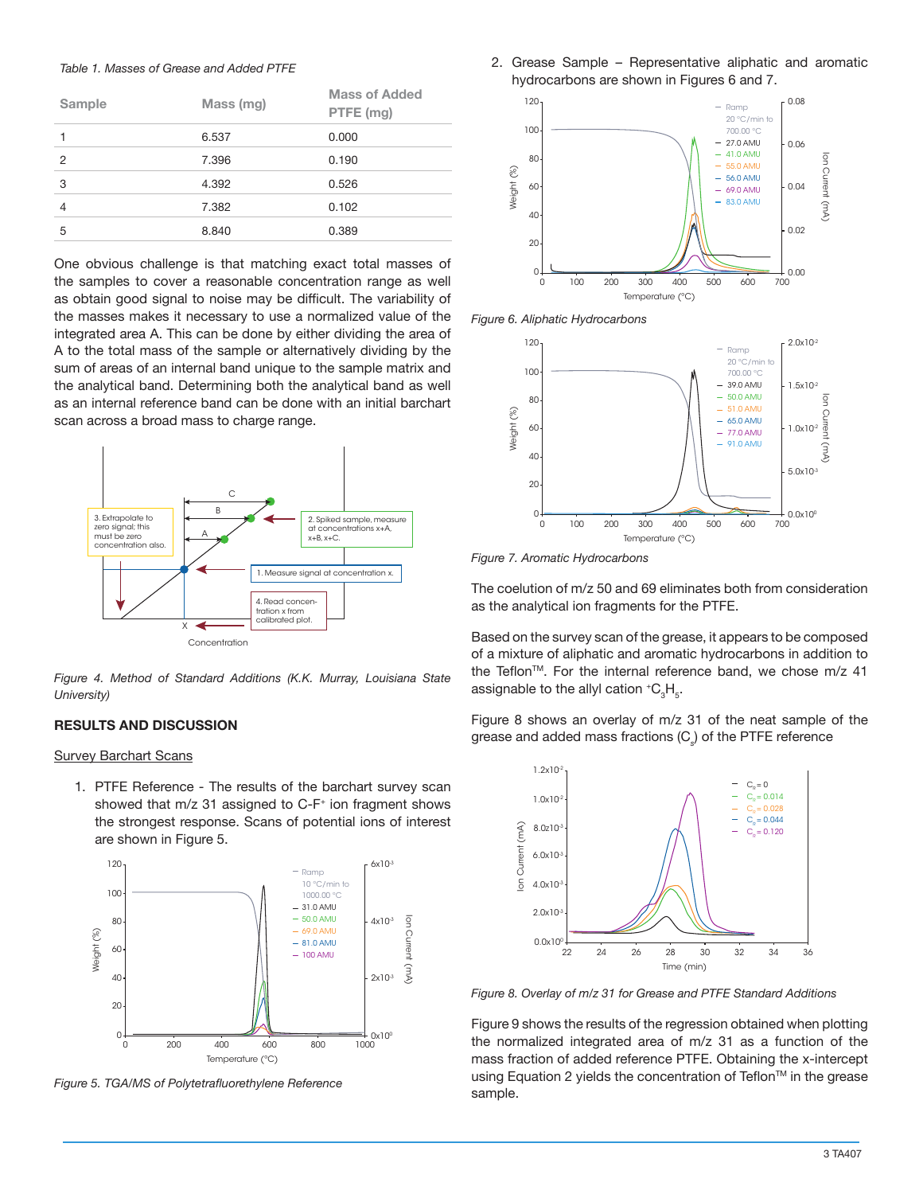*Table 1. Masses of Grease and Added PTFE*

| Sample | Mass (mg) | Mass of Added PTFE (mg) |
|---|---|---|
| 1 | 6.537 | 0.000 |
| 2 | 7.396 | 0.190 |
| 3 | 4.392 | 0.526 |
| 4 | 7.382 | 0.102 |
| 5 | 8.840 | 0.389 |

One obvious challenge is that matching exact total masses of the samples to cover a reasonable concentration range as well as obtain good signal to noise may be difficult. The variability of the masses makes it necessary to use a normalized value of the integrated area A. This can be done by either dividing the area of A to the total mass of the sample or alternatively dividing by the sum of areas of an internal band unique to the sample matrix and the analytical band. Determining both the analytical band as well as an internal reference band can be done with an initial barchart scan across a broad mass to charge range.

*Figure 4. Method of Standard Additions (K.K. Murray, Louisiana State University)*

## RESULTS AND DISCUSSION

Survey Barchart Scans

1. PTFE Reference - The results of the barchart survey scan showed that m/z 31 assigned to $C\text{-}F^+$ ion fragment shows the strongest response. Scans of potential ions of interest are shown in Figure 5.

*Figure 5. TGA/MS of Polytetrafluorethylene Reference*

2. Grease Sample – Representative aliphatic and aromatic hydrocarbons are shown in Figures 6 and 7.

*Figure 6. Aliphatic Hydrocarbons*

*Figure 7. Aromatic Hydrocarbons*

The coelution of m/z 50 and 69 eliminates both from consideration as the analytical ion fragments for the PTFE.

Based on the survey scan of the grease, it appears to be composed of a mixture of aliphatic and aromatic hydrocarbons in addition to the Teflon™. For the internal reference band, we chose m/z 41 assignable to the allyl cation $^+C_3H_5$.

Figure 8 shows an overlay of m/z 31 of the neat sample of the grease and added mass fractions ($C_s$) of the PTFE reference

*Figure 8. Overlay of m/z 31 for Grease and PTFE Standard Additions*

Figure 9 shows the results of the regression obtained when plotting the normalized integrated area of m/z 31 as a function of the mass fraction of added reference PTFE. Obtaining the x-intercept using Equation 2 yields the concentration of Teflon™ in the grease sample.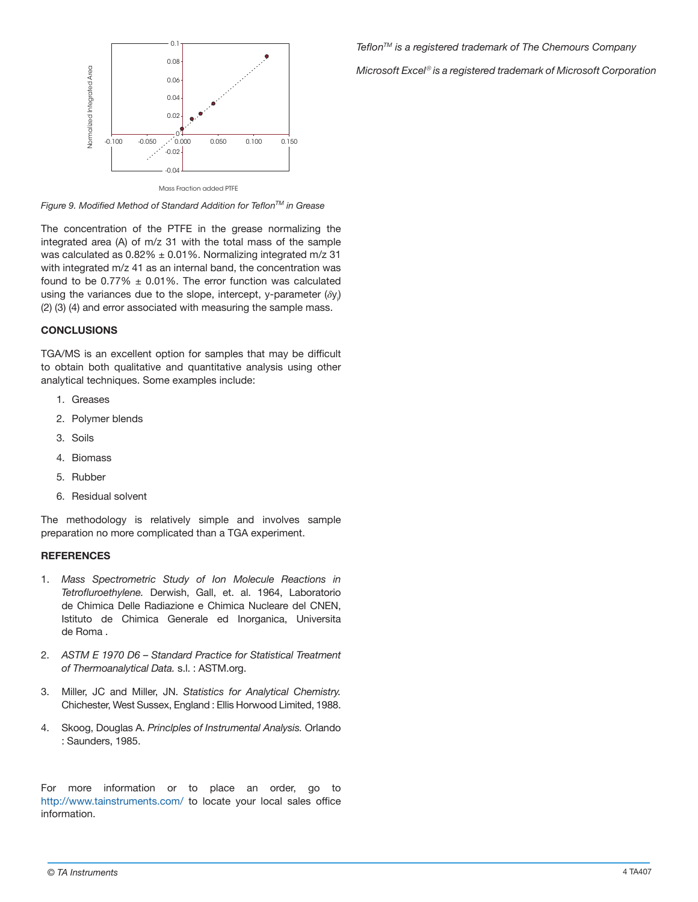0.1
0.08
0.06
0.04
0.02
0
-0.02
-0.04
-0.100
-0.050
0.000
0.050
0.100
0.150
Normalized Integrated Area
Mass Fraction added PTFE

*Figure 9. Modified Method of Standard Addition for Teflon™ in Grease*

The concentration of the PTFE in the grease normalizing the integrated area (A) of m/z 31 with the total mass of the sample was calculated as 0.82% ± 0.01%. Normalizing integrated m/z 31 with integrated m/z 41 as an internal band, the concentration was found to be 0.77% ± 0.01%. The error function was calculated using the variances due to the slope, intercept, y-parameter ($\delta y_i$) (2) (3) (4) and error associated with measuring the sample mass.

## CONCLUSIONS

TGA/MS is an excellent option for samples that may be difficult to obtain both qualitative and quantitative analysis using other analytical techniques. Some examples include:

1. Greases
2. Polymer blends
3. Soils
4. Biomass
5. Rubber
6. Residual solvent

The methodology is relatively simple and involves sample preparation no more complicated than a TGA experiment.

## REFERENCES

1. *Mass Spectrometric Study of Ion Molecule Reactions in Tetrofluroethylene.* Derwish, Gall, et. al. 1964, Laboratorio de Chimica Delle Radiazione e Chimica Nucleare del CNEN, Istituto de Chimica Generale ed Inorganica, Universita de Roma .

2. *ASTM E 1970 D6 – Standard Practice for Statistical Treatment of Thermoanalytical Data.* s.l. : ASTM.org.

3. Miller, JC and Miller, JN. *Statistics for Analytical Chemistry.* Chichester, West Sussex, England : Ellis Horwood Limited, 1988.

4. Skoog, Douglas A. *Princlples of Instrumental Analysis.* Orlando : Saunders, 1985.

For more information or to place an order, go to http://www.tainstruments.com/ to locate your local sales office information.

*Teflon™ is a registered trademark of The Chemours Company*

*Microsoft Excel® is a registered trademark of Microsoft Corporation*